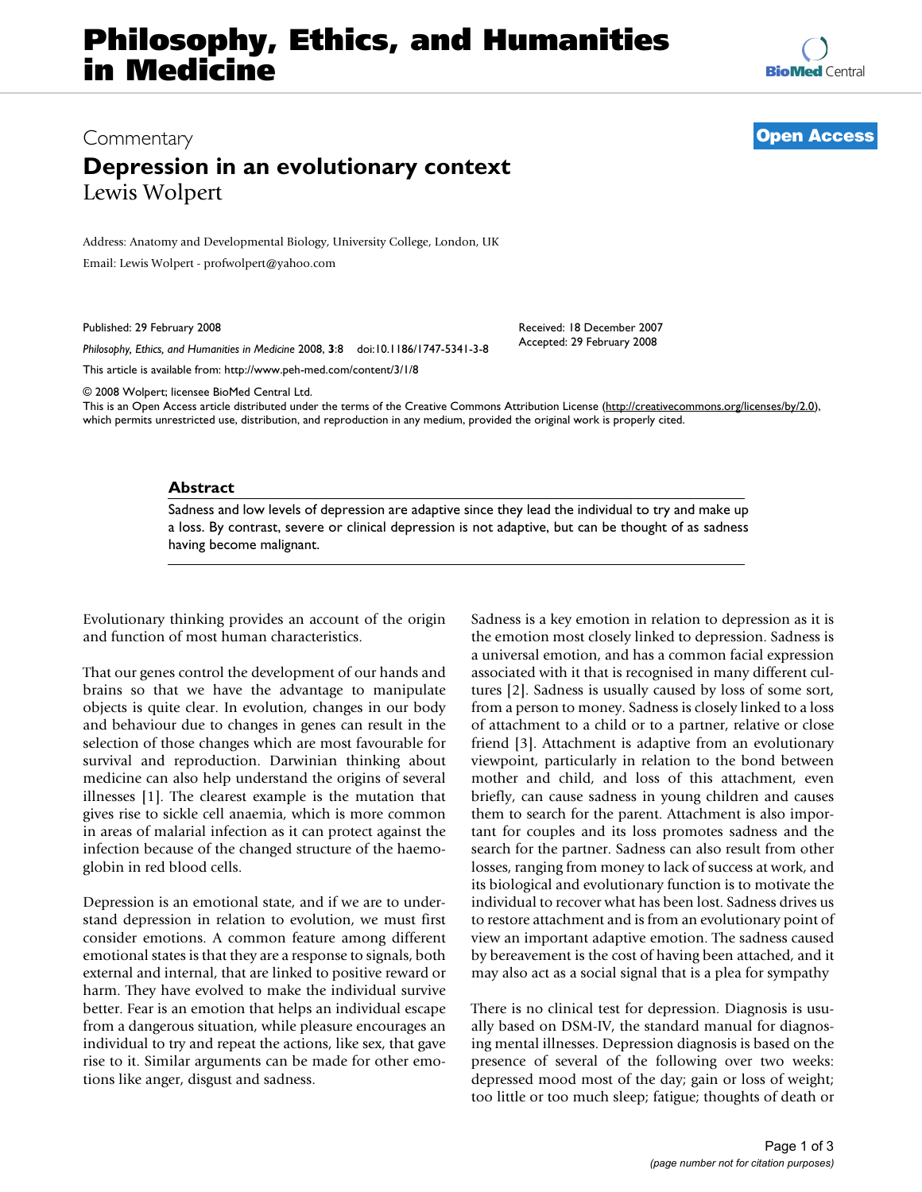# Philosophy, Ethics, and Humanities in Medicine

Commentary

**Open Access**

## Depression in an evolutionary context

Lewis Wolpert

Address: Anatomy and Developmental Biology, University College, London, UK

Email: Lewis Wolpert - profwolpert@yahoo.com

Published: 29 February 2008

*Philosophy, Ethics, and Humanities in Medicine* 2008, **3**:8 doi:10.1186/1747-5341-3-8

Received: 18 December 2007

Accepted: 29 February 2008

This article is available from: http://www.peh-med.com/content/3/1/8

© 2008 Wolpert; licensee BioMed Central Ltd.

This is an Open Access article distributed under the terms of the Creative Commons Attribution License (http://creativecommons.org/licenses/by/2.0), which permits unrestricted use, distribution, and reproduction in any medium, provided the original work is properly cited.

### Abstract

Sadness and low levels of depression are adaptive since they lead the individual to try and make up a loss. By contrast, severe or clinical depression is not adaptive, but can be thought of as sadness having become malignant.

Evolutionary thinking provides an account of the origin and function of most human characteristics.

That our genes control the development of our hands and brains so that we have the advantage to manipulate objects is quite clear. In evolution, changes in our body and behaviour due to changes in genes can result in the selection of those changes which are most favourable for survival and reproduction. Darwinian thinking about medicine can also help understand the origins of several illnesses [1]. The clearest example is the mutation that gives rise to sickle cell anaemia, which is more common in areas of malarial infection as it can protect against the infection because of the changed structure of the haemoglobin in red blood cells.

Depression is an emotional state, and if we are to understand depression in relation to evolution, we must first consider emotions. A common feature among different emotional states is that they are a response to signals, both external and internal, that are linked to positive reward or harm. They have evolved to make the individual survive better. Fear is an emotion that helps an individual escape from a dangerous situation, while pleasure encourages an individual to try and repeat the actions, like sex, that gave rise to it. Similar arguments can be made for other emotions like anger, disgust and sadness.

Sadness is a key emotion in relation to depression as it is the emotion most closely linked to depression. Sadness is a universal emotion, and has a common facial expression associated with it that is recognised in many different cultures [2]. Sadness is usually caused by loss of some sort, from a person to money. Sadness is closely linked to a loss of attachment to a child or to a partner, relative or close friend [3]. Attachment is adaptive from an evolutionary viewpoint, particularly in relation to the bond between mother and child, and loss of this attachment, even briefly, can cause sadness in young children and causes them to search for the parent. Attachment is also important for couples and its loss promotes sadness and the search for the partner. Sadness can also result from other losses, ranging from money to lack of success at work, and its biological and evolutionary function is to motivate the individual to recover what has been lost. Sadness drives us to restore attachment and is from an evolutionary point of view an important adaptive emotion. The sadness caused by bereavement is the cost of having been attached, and it may also act as a social signal that is a plea for sympathy

There is no clinical test for depression. Diagnosis is usually based on DSM-IV, the standard manual for diagnosing mental illnesses. Depression diagnosis is based on the presence of several of the following over two weeks: depressed mood most of the day; gain or loss of weight; too little or too much sleep; fatigue; thoughts of death or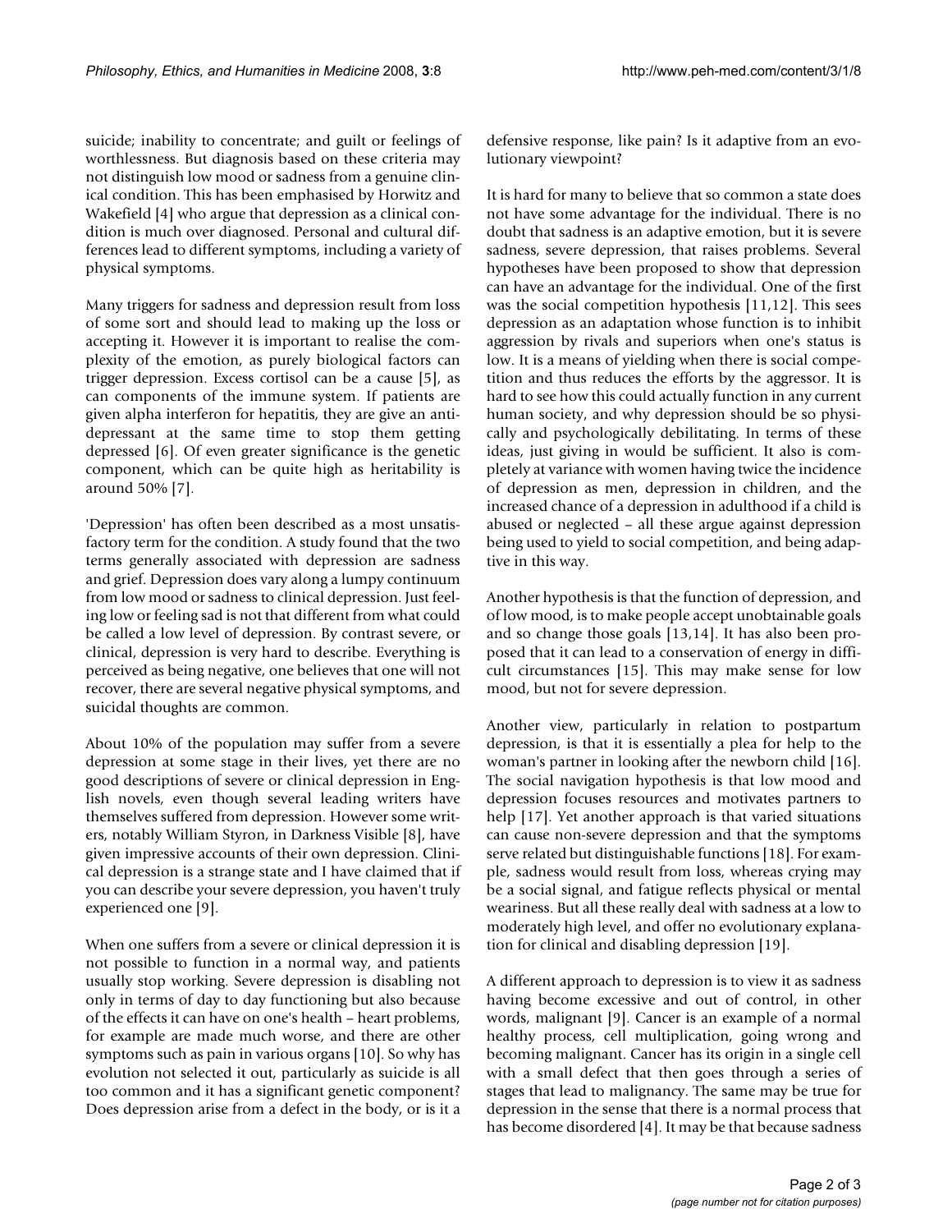suicide; inability to concentrate; and guilt or feelings of worthlessness. But diagnosis based on these criteria may not distinguish low mood or sadness from a genuine clinical condition. This has been emphasised by Horwitz and Wakefield [4] who argue that depression as a clinical condition is much over diagnosed. Personal and cultural differences lead to different symptoms, including a variety of physical symptoms.

Many triggers for sadness and depression result from loss of some sort and should lead to making up the loss or accepting it. However it is important to realise the complexity of the emotion, as purely biological factors can trigger depression. Excess cortisol can be a cause [5], as can components of the immune system. If patients are given alpha interferon for hepatitis, they are give an antidepressant at the same time to stop them getting depressed [6]. Of even greater significance is the genetic component, which can be quite high as heritability is around 50% [7].

'Depression' has often been described as a most unsatisfactory term for the condition. A study found that the two terms generally associated with depression are sadness and grief. Depression does vary along a lumpy continuum from low mood or sadness to clinical depression. Just feeling low or feeling sad is not that different from what could be called a low level of depression. By contrast severe, or clinical, depression is very hard to describe. Everything is perceived as being negative, one believes that one will not recover, there are several negative physical symptoms, and suicidal thoughts are common.

About 10% of the population may suffer from a severe depression at some stage in their lives, yet there are no good descriptions of severe or clinical depression in English novels, even though several leading writers have themselves suffered from depression. However some writers, notably William Styron, in Darkness Visible [8], have given impressive accounts of their own depression. Clinical depression is a strange state and I have claimed that if you can describe your severe depression, you haven't truly experienced one [9].

When one suffers from a severe or clinical depression it is not possible to function in a normal way, and patients usually stop working. Severe depression is disabling not only in terms of day to day functioning but also because of the effects it can have on one's health – heart problems, for example are made much worse, and there are other symptoms such as pain in various organs [10]. So why has evolution not selected it out, particularly as suicide is all too common and it has a significant genetic component? Does depression arise from a defect in the body, or is it a defensive response, like pain? Is it adaptive from an evolutionary viewpoint?

It is hard for many to believe that so common a state does not have some advantage for the individual. There is no doubt that sadness is an adaptive emotion, but it is severe sadness, severe depression, that raises problems. Several hypotheses have been proposed to show that depression can have an advantage for the individual. One of the first was the social competition hypothesis [11,12]. This sees depression as an adaptation whose function is to inhibit aggression by rivals and superiors when one's status is low. It is a means of yielding when there is social competition and thus reduces the efforts by the aggressor. It is hard to see how this could actually function in any current human society, and why depression should be so physically and psychologically debilitating. In terms of these ideas, just giving in would be sufficient. It also is completely at variance with women having twice the incidence of depression as men, depression in children, and the increased chance of a depression in adulthood if a child is abused or neglected – all these argue against depression being used to yield to social competition, and being adaptive in this way.

Another hypothesis is that the function of depression, and of low mood, is to make people accept unobtainable goals and so change those goals [13,14]. It has also been proposed that it can lead to a conservation of energy in difficult circumstances [15]. This may make sense for low mood, but not for severe depression.

Another view, particularly in relation to postpartum depression, is that it is essentially a plea for help to the woman's partner in looking after the newborn child [16]. The social navigation hypothesis is that low mood and depression focuses resources and motivates partners to help [17]. Yet another approach is that varied situations can cause non-severe depression and that the symptoms serve related but distinguishable functions [18]. For example, sadness would result from loss, whereas crying may be a social signal, and fatigue reflects physical or mental weariness. But all these really deal with sadness at a low to moderately high level, and offer no evolutionary explanation for clinical and disabling depression [19].

A different approach to depression is to view it as sadness having become excessive and out of control, in other words, malignant [9]. Cancer is an example of a normal healthy process, cell multiplication, going wrong and becoming malignant. Cancer has its origin in a single cell with a small defect that then goes through a series of stages that lead to malignancy. The same may be true for depression in the sense that there is a normal process that has become disordered [4]. It may be that because sadness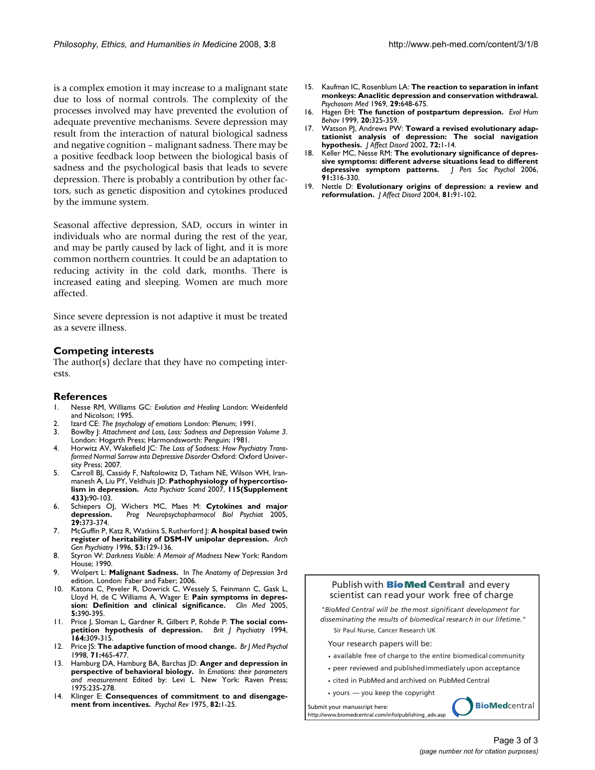is a complex emotion it may increase to a malignant state due to loss of normal controls. The complexity of the processes involved may have prevented the evolution of adequate preventive mechanisms. Severe depression may result from the interaction of natural biological sadness and negative cognition – malignant sadness. There may be a positive feedback loop between the biological basis of sadness and the psychological basis that leads to severe depression. There is probably a contribution by other factors, such as genetic disposition and cytokines produced by the immune system.

Seasonal affective depression, SAD, occurs in winter in individuals who are normal during the rest of the year, and may be partly caused by lack of light, and it is more common northern countries. It could be an adaptation to reducing activity in the cold dark, months. There is increased eating and sleeping. Women are much more affected.

Since severe depression is not adaptive it must be treated as a severe illness.

## Competing interests

The author(s) declare that they have no competing interests.

## References

1. Nesse RM, Williams GC: *Evolution and Healing* London: Weidenfeld and Nicolson; 1995.
2. Izard CE: *The psychology of emotions* London: Plenum; 1991.
3. Bowlby J: *Attachment and Loss, Loss: Sadness and Depression Volume 3*. London: Hogarth Press; Harmondsworth: Penguin; 1981.
4. Horwitz AV, Wakefield JC: *The Loss of Sadness: How Psychiatry Transformed Normal Sorrow into Depressive Disorder* Oxford: Oxford University Press; 2007.
5. Carroll BJ, Cassidy F, Naftolowitz D, Tatham NE, Wilson WH, Iranmanesh A, Liu PY, Veldhuis JD: **Pathophysiology of hypercortisolism in depression.** *Acta Psychiatr Scand* 2007, **115(Supplement 433):**90-103.
6. Schiepers OJ, Wichers MC, Maes M: **Cytokines and major depression.** *Prog Neuropsychopharmocol Biol Psychiat* 2005, **29:**373-374.
7. McGuffin P, Katz R, Watkins S, Rutherford J: **A hospital based twin register of heritability of DSM-IV unipolar depression.** *Arch Gen Psychiatry* 1996, **53:**129-136.
8. Styron W: *Darkness Visible: A Memoir of Madness* New York: Random House; 1990.
9. Wolpert L: **Malignant Sadness.** In *The Anatomy of Depression* 3rd edition. London: Faber and Faber; 2006.
10. Katona C, Peveler R, Dowrick C, Wessely S, Feinmann C, Gask L, Lloyd H, de C Williams A, Wager E: **Pain symptoms in depression: Definition and clinical significance.** *Clin Med* 2005, **5:**390-395.
11. Price J, Sloman L, Gardner R, Gilbert P, Rohde P: **The social competition hypothesis of depression.** *Brit J Psychiatry* 1994, **164:**309-315.
12. Price JS: **The adaptive function of mood change.** *Br J Med Psychol* 1998, **71:**465-477.
13. Hamburg DA, Hamburg BA, Barchas JD: **Anger and depression in perspective of behavioral biology.** In *Emotions: their parameters and measurement* Edited by: Levi L. New York: Raven Press; 1975:235-278.
14. Klinger E: **Consequences of commitment to and disengagement from incentives.** *Psychol Rev* 1975, **82:**1-25.
15. Kaufman IC, Rosenblum LA: **The reaction to separation in infant monkeys: Anaclitic depression and conservation withdrawal.** *Psychosom Med* 1969, **29:**648-675.
16. Hagen EH: **The function of postpartum depression.** *Evol Hum Behav* 1999, **20:**325-359.
17. Watson PJ, Andrews PW: **Toward a revised evolutionary adaptationist analysis of depression: The social navigation hypothesis.** *J Affect Disord* 2002, **72:**1-14.
18. Keller MC, Nesse RM: **The evolutionary significance of depressive symptoms: different adverse situations lead to different depressive symptom patterns.** *J Pers Soc Psychol* 2006, **91:**316-330.
19. Nettle D: **Evolutionary origins of depression: a review and reformulation.** *J Affect Disord* 2004, **81:**91-102.

Publish with **BioMed Central** and every scientist can read your work free of charge

*"BioMed Central will be the most significant development for disseminating the results of biomedical research in our lifetime."*

Sir Paul Nurse, Cancer Research UK

Your research papers will be:

- available free of charge to the entire biomedical community
- peer reviewed and published immediately upon acceptance
- cited in PubMed and archived on PubMed Central
- yours — you keep the copyright

Submit your manuscript here:
http://www.biomedcentral.com/info/publishing_adv.asp

BioMedcentral